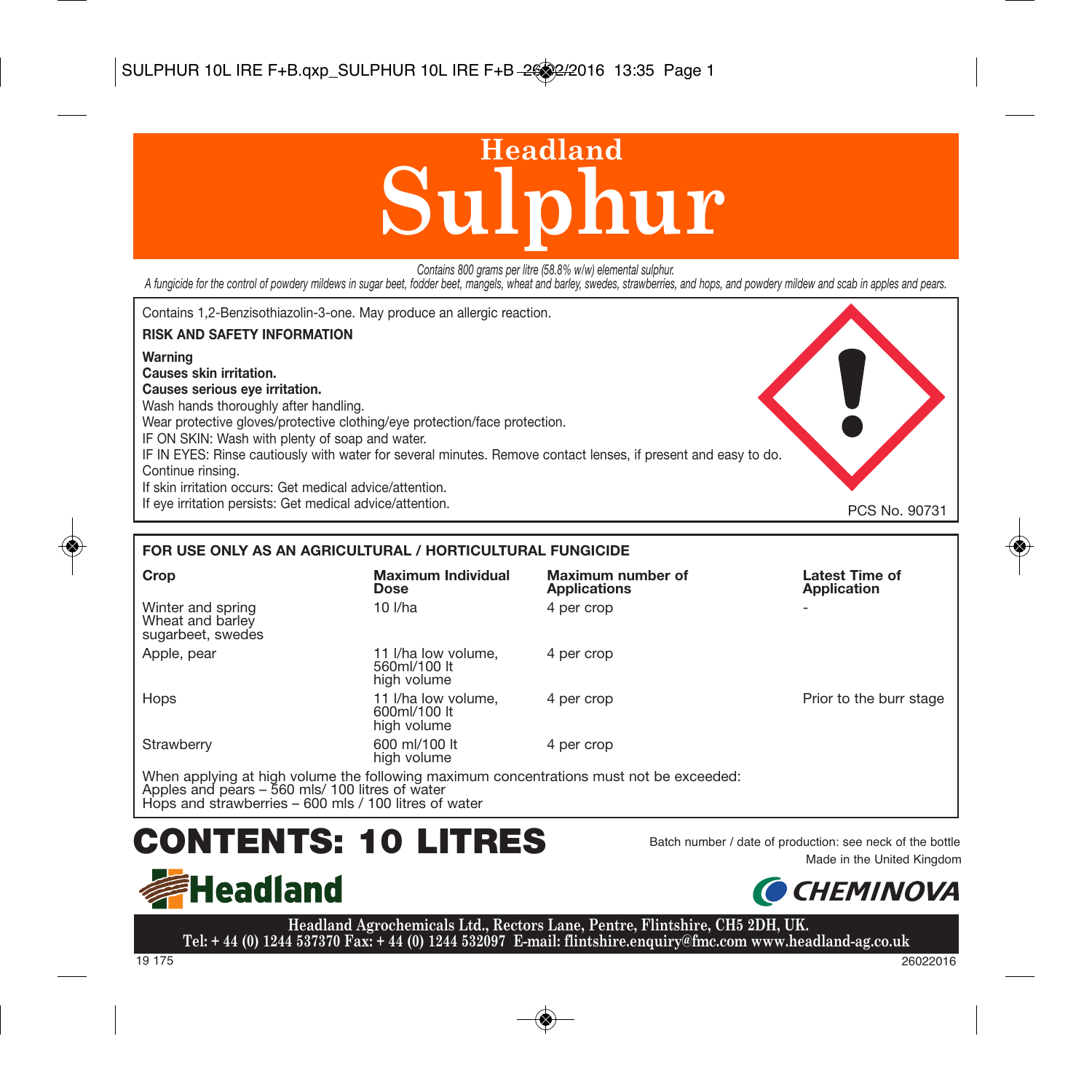# Headland Sulphur

*Contains 800 grams per litre (58.8% w/w) elemental sulphur.*

*A fungicide for the control of powdery mildews in sugar beet, fodder beet, mangels, wheat and barley, swedes, strawberries, and hops, and powdery mildew and scab in apples and pears.*

Contains 1,2-Benzisothiazolin-3-one. May produce an allergic reaction.

**RISK AND SAFETY INFORMATION**

**Warning**
**Causes skin irritation.**
**Causes serious eye irritation.**
Wash hands thoroughly after handling.
Wear protective gloves/protective clothing/eye protection/face protection.
IF ON SKIN: Wash with plenty of soap and water.
IF IN EYES: Rinse cautiously with water for several minutes. Remove contact lenses, if present and easy to do. Continue rinsing.
If skin irritation occurs: Get medical advice/attention.
If eye irritation persists: Get medical advice/attention.

PCS No. 90731

**FOR USE ONLY AS AN AGRICULTURAL / HORTICULTURAL FUNGICIDE**

| Crop | Maximum Individual Dose | Maximum number of Applications | Latest Time of Application |
|---|---|---|---|
| Winter and spring Wheat and barley sugarbeet, swedes | 10 l/ha | 4 per crop | - |
| Apple, pear | 11 l/ha low volume, 560ml/100 lt high volume | 4 per crop | |
| Hops | 11 l/ha low volume, 600ml/100 lt high volume | 4 per crop | Prior to the burr stage |
| Strawberry | 600 ml/100 lt high volume | 4 per crop | |

When applying at high volume the following maximum concentrations must not be exceeded:
Apples and pears – 560 mls/ 100 litres of water
Hops and strawberries – 600 mls / 100 litres of water

# CONTENTS: 10 LITRES

Batch number / date of production: see neck of the bottle

Made in the United Kingdom

Headland

CHEMINOVA

**Headland Agrochemicals Ltd., Rectors Lane, Pentre, Flintshire, CH5 2DH, UK.**
**Tel: + 44 (0) 1244 537370 Fax: + 44 (0) 1244 532097 E-mail: flintshire.enquiry@fmc.com www.headland-ag.co.uk**

19 175

26022016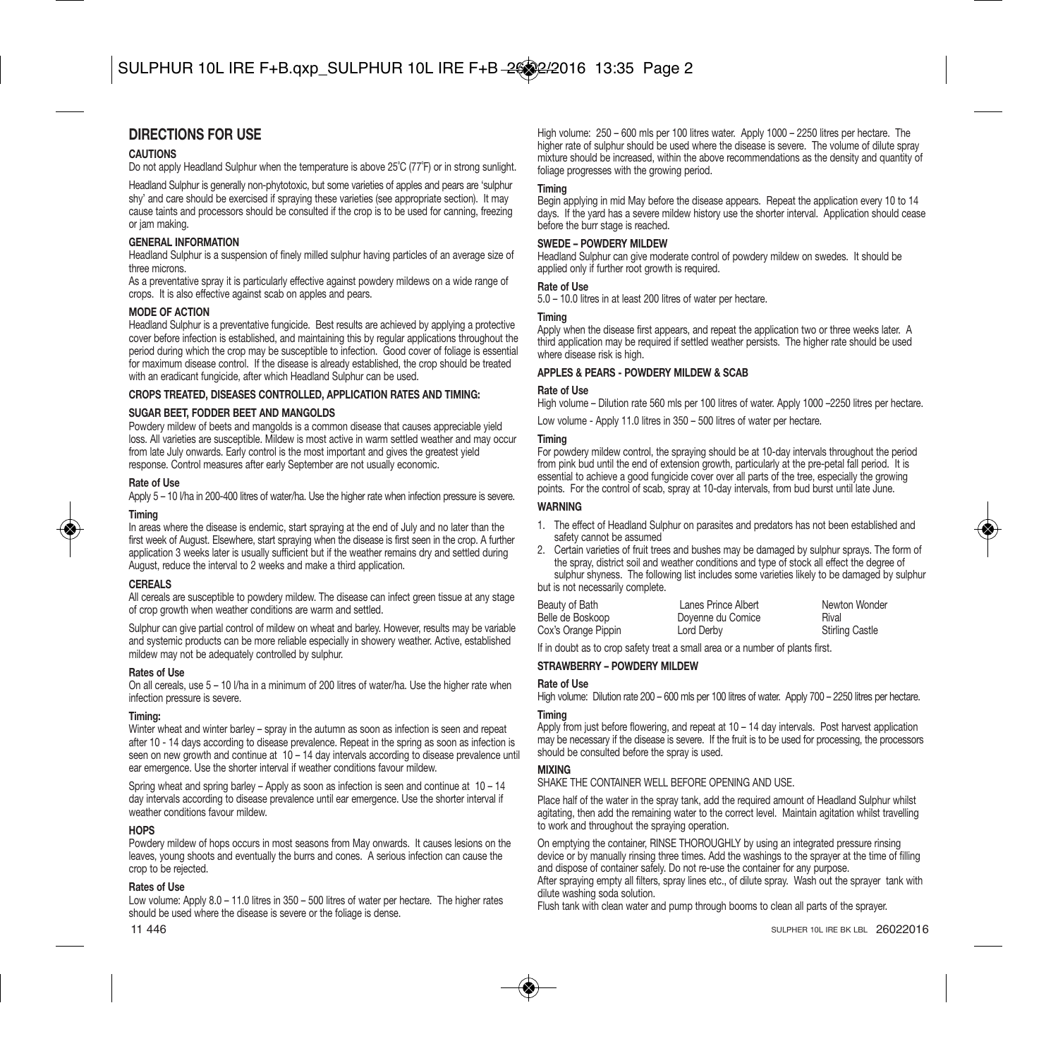# DIRECTIONS FOR USE

**CAUTIONS**

Do not apply Headland Sulphur when the temperature is above 25˚C (77˚F) or in strong sunlight.

Headland Sulphur is generally non-phytotoxic, but some varieties of apples and pears are 'sulphur shy' and care should be exercised if spraying these varieties (see appropriate section). It may cause taints and processors should be consulted if the crop is to be used for canning, freezing or jam making.

**GENERAL INFORMATION**

Headland Sulphur is a suspension of finely milled sulphur having particles of an average size of three microns.

As a preventative spray it is particularly effective against powdery mildews on a wide range of crops. It is also effective against scab on apples and pears.

**MODE OF ACTION**

Headland Sulphur is a preventative fungicide. Best results are achieved by applying a protective cover before infection is established, and maintaining this by regular applications throughout the period during which the crop may be susceptible to infection. Good cover of foliage is essential for maximum disease control. If the disease is already established, the crop should be treated with an eradicant fungicide, after which Headland Sulphur can be used.

**CROPS TREATED, DISEASES CONTROLLED, APPLICATION RATES AND TIMING:**

**SUGAR BEET, FODDER BEET AND MANGOLDS**

Powdery mildew of beets and mangolds is a common disease that causes appreciable yield loss. All varieties are susceptible. Mildew is most active in warm settled weather and may occur from late July onwards. Early control is the most important and gives the greatest yield response. Control measures after early September are not usually economic.

**Rate of Use**

Apply 5 – 10 l/ha in 200-400 litres of water/ha. Use the higher rate when infection pressure is severe.

**Timing**

In areas where the disease is endemic, start spraying at the end of July and no later than the first week of August. Elsewhere, start spraying when the disease is first seen in the crop. A further application 3 weeks later is usually sufficient but if the weather remains dry and settled during August, reduce the interval to 2 weeks and make a third application.

**CEREALS**

All cereals are susceptible to powdery mildew. The disease can infect green tissue at any stage of crop growth when weather conditions are warm and settled.

Sulphur can give partial control of mildew on wheat and barley. However, results may be variable and systemic products can be more reliable especially in showery weather. Active, established mildew may not be adequately controlled by sulphur.

**Rates of Use**

On all cereals, use 5 – 10 l/ha in a minimum of 200 litres of water/ha. Use the higher rate when infection pressure is severe.

**Timing:**

Winter wheat and winter barley – spray in the autumn as soon as infection is seen and repeat after 10 - 14 days according to disease prevalence. Repeat in the spring as soon as infection is seen on new growth and continue at 10 – 14 day intervals according to disease prevalence until ear emergence. Use the shorter interval if weather conditions favour mildew.

Spring wheat and spring barley – Apply as soon as infection is seen and continue at 10 – 14 day intervals according to disease prevalence until ear emergence. Use the shorter interval if weather conditions favour mildew.

**HOPS**

Powdery mildew of hops occurs in most seasons from May onwards. It causes lesions on the leaves, young shoots and eventually the burrs and cones. A serious infection can cause the crop to be rejected.

**Rates of Use**

Low volume: Apply 8.0 – 11.0 litres in 350 – 500 litres of water per hectare. The higher rates should be used where the disease is severe or the foliage is dense.

High volume: 250 – 600 mls per 100 litres water. Apply 1000 – 2250 litres per hectare. The higher rate of sulphur should be used where the disease is severe. The volume of dilute spray mixture should be increased, within the above recommendations as the density and quantity of foliage progresses with the growing period.

**Timing**

Begin applying in mid May before the disease appears. Repeat the application every 10 to 14 days. If the yard has a severe mildew history use the shorter interval. Application should cease before the burr stage is reached.

**SWEDE – POWDERY MILDEW**

Headland Sulphur can give moderate control of powdery mildew on swedes. It should be applied only if further root growth is required.

**Rate of Use**

5.0 – 10.0 litres in at least 200 litres of water per hectare.

**Timing**

Apply when the disease first appears, and repeat the application two or three weeks later. A third application may be required if settled weather persists. The higher rate should be used where disease risk is high.

**APPLES & PEARS - POWDERY MILDEW & SCAB**

**Rate of Use**

High volume – Dilution rate 560 mls per 100 litres of water. Apply 1000 –2250 litres per hectare.

Low volume - Apply 11.0 litres in 350 – 500 litres of water per hectare.

**Timing**

For powdery mildew control, the spraying should be at 10-day intervals throughout the period from pink bud until the end of extension growth, particularly at the pre-petal fall period. It is essential to achieve a good fungicide cover over all parts of the tree, especially the growing points. For the control of scab, spray at 10-day intervals, from bud burst until late June.

**WARNING**

1. The effect of Headland Sulphur on parasites and predators has not been established and safety cannot be assumed
2. Certain varieties of fruit trees and bushes may be damaged by sulphur sprays. The form of the spray, district soil and weather conditions and type of stock all effect the degree of sulphur shyness. The following list includes some varieties likely to be damaged by sulphur but is not necessarily complete.

| | | |
|---|---|---|
| Beauty of Bath | Lanes Prince Albert | Newton Wonder |
| Belle de Boskoop | Doyenne du Comice | Rival |
| Cox's Orange Pippin | Lord Derby | Stirling Castle |

If in doubt as to crop safety treat a small area or a number of plants first.

**STRAWBERRY – POWDERY MILDEW**

**Rate of Use**

High volume: Dilution rate 200 – 600 mls per 100 litres of water. Apply 700 – 2250 litres per hectare.

**Timing**

Apply from just before flowering, and repeat at 10 – 14 day intervals. Post harvest application may be necessary if the disease is severe. If the fruit is to be used for processing, the processors should be consulted before the spray is used.

**MIXING**

SHAKE THE CONTAINER WELL BEFORE OPENING AND USE.

Place half of the water in the spray tank, add the required amount of Headland Sulphur whilst agitating, then add the remaining water to the correct level. Maintain agitation whilst travelling to work and throughout the spraying operation.

On emptying the container, RINSE THOROUGHLY by using an integrated pressure rinsing device or by manually rinsing three times. Add the washings to the sprayer at the time of filling and dispose of container safely. Do not re-use the container for any purpose.

After spraying empty all filters, spray lines etc., of dilute spray. Wash out the sprayer tank with dilute washing soda solution.

Flush tank with clean water and pump through booms to clean all parts of the sprayer.

11 446

SULPHER 10L IRE BK LBL 26022016